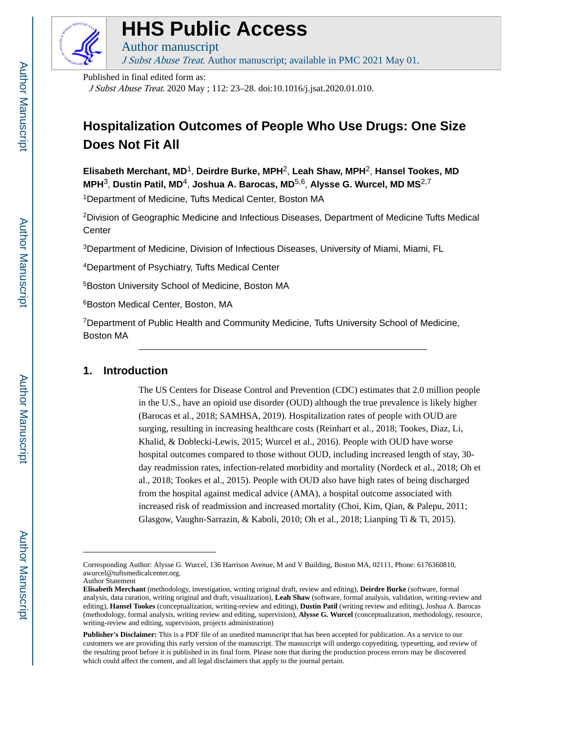# HHS Public Access

Author manuscript

*J Subst Abuse Treat*. Author manuscript; available in PMC 2021 May 01.

Published in final edited form as:

*J Subst Abuse Treat*. 2020 May ; 112: 23–28. doi:10.1016/j.jsat.2020.01.010.

## Hospitalization Outcomes of People Who Use Drugs: One Size Does Not Fit All

**Elisabeth Merchant, MD**[1], **Deirdre Burke, MPH**[2], **Leah Shaw, MPH**[2], **Hansel Tookes, MD MPH**[3], **Dustin Patil, MD**[4], **Joshua A. Barocas, MD**[5,6], **Alysse G. Wurcel, MD MS**[2,7]

[1]Department of Medicine, Tufts Medical Center, Boston MA

[2]Division of Geographic Medicine and Infectious Diseases, Department of Medicine Tufts Medical Center

[3]Department of Medicine, Division of Infectious Diseases, University of Miami, Miami, FL

[4]Department of Psychiatry, Tufts Medical Center

[5]Boston University School of Medicine, Boston MA

[6]Boston Medical Center, Boston, MA

[7]Department of Public Health and Community Medicine, Tufts University School of Medicine, Boston MA

---

## 1. Introduction

The US Centers for Disease Control and Prevention (CDC) estimates that 2.0 million people in the U.S., have an opioid use disorder (OUD) although the true prevalence is likely higher (Barocas et al., 2018; SAMHSA, 2019). Hospitalization rates of people with OUD are surging, resulting in increasing healthcare costs (Reinhart et al., 2018; Tookes, Diaz, Li, Khalid, & Doblecki-Lewis, 2015; Wurcel et al., 2016). People with OUD have worse hospital outcomes compared to those without OUD, including increased length of stay, 30-day readmission rates, infection-related morbidity and mortality (Nordeck et al., 2018; Oh et al., 2018; Tookes et al., 2015). People with OUD also have high rates of being discharged from the hospital against medical advice (AMA), a hospital outcome associated with increased risk of readmission and increased mortality (Choi, Kim, Qian, & Palepu, 2011; Glasgow, Vaughn-Sarrazin, & Kaboli, 2010; Oh et al., 2018; Lianping Ti & Ti, 2015).

---

Corresponding Author: Alysse G. Wurcel, 136 Harrison Avenue, M and V Building, Boston MA, 02111, Phone: 6176360810, awurcel@tuftsmedicalcenter.org.

Author Statement

**Elisabeth Merchant** (methodology, investigation, writing original draft, review and editing), **Deirdre Burke** (software, formal analysis, data curation, writing original and draft, visualization), **Leah Shaw** (software, formal analysis, validation, writing-review and editing), **Hansel Tookes** (conceptualization, writing-review and editing), **Dustin Patil** (writing review and editing), Joshua A. Barocas (methodology, formal analysis, writing review and editing, supervision), **Alysse G. Wurcel** (conceptualization, methodology, resource, writing-review and editing, supervision, projects administration)

**Publisher's Disclaimer:** This is a PDF file of an unedited manuscript that has been accepted for publication. As a service to our customers we are providing this early version of the manuscript. The manuscript will undergo copyediting, typesetting, and review of the resulting proof before it is published in its final form. Please note that during the production process errors may be discovered which could affect the content, and all legal disclaimers that apply to the journal pertain.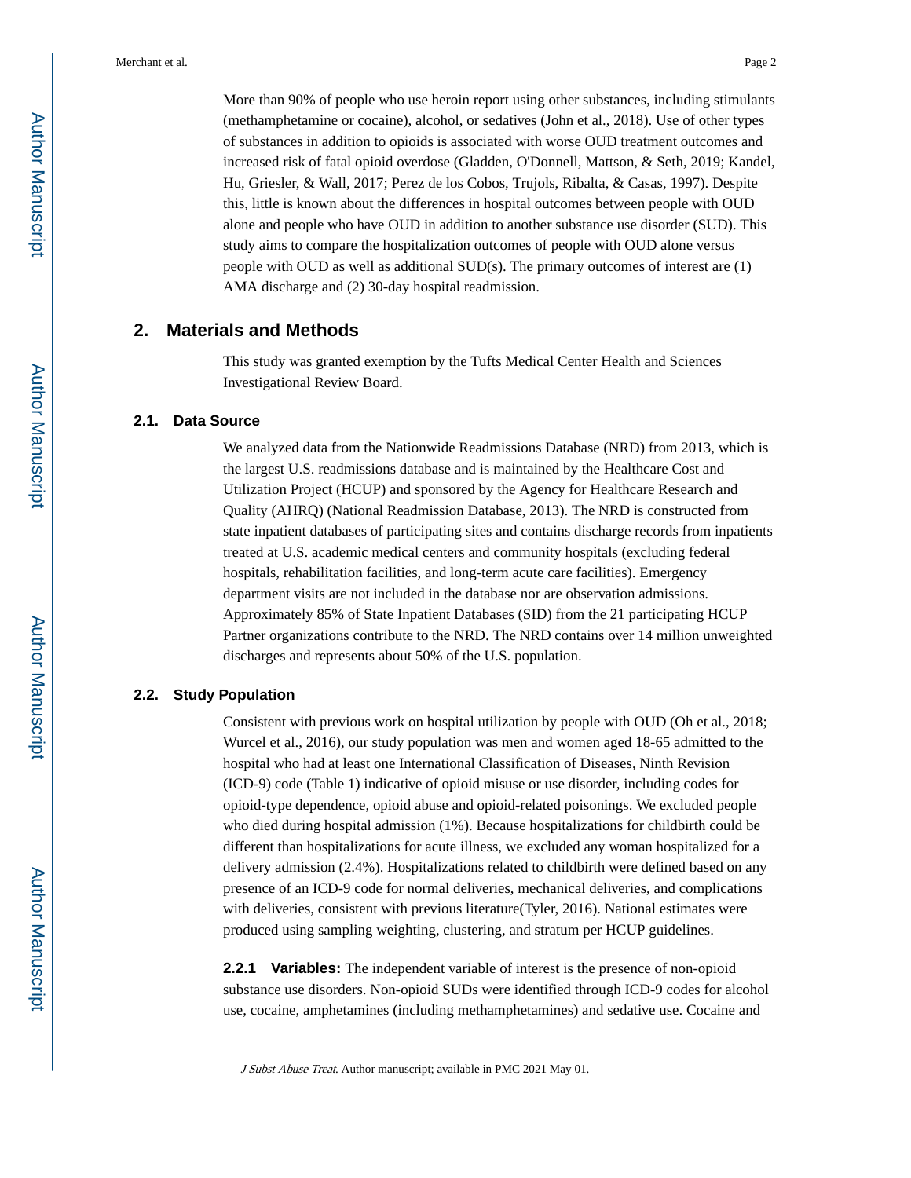More than 90% of people who use heroin report using other substances, including stimulants (methamphetamine or cocaine), alcohol, or sedatives (John et al., 2018). Use of other types of substances in addition to opioids is associated with worse OUD treatment outcomes and increased risk of fatal opioid overdose (Gladden, O'Donnell, Mattson, & Seth, 2019; Kandel, Hu, Griesler, & Wall, 2017; Perez de los Cobos, Trujols, Ribalta, & Casas, 1997). Despite this, little is known about the differences in hospital outcomes between people with OUD alone and people who have OUD in addition to another substance use disorder (SUD). This study aims to compare the hospitalization outcomes of people with OUD alone versus people with OUD as well as additional SUD(s). The primary outcomes of interest are (1) AMA discharge and (2) 30-day hospital readmission.

## 2. Materials and Methods

This study was granted exemption by the Tufts Medical Center Health and Sciences Investigational Review Board.

### 2.1. Data Source

We analyzed data from the Nationwide Readmissions Database (NRD) from 2013, which is the largest U.S. readmissions database and is maintained by the Healthcare Cost and Utilization Project (HCUP) and sponsored by the Agency for Healthcare Research and Quality (AHRQ) (National Readmission Database, 2013). The NRD is constructed from state inpatient databases of participating sites and contains discharge records from inpatients treated at U.S. academic medical centers and community hospitals (excluding federal hospitals, rehabilitation facilities, and long-term acute care facilities). Emergency department visits are not included in the database nor are observation admissions. Approximately 85% of State Inpatient Databases (SID) from the 21 participating HCUP Partner organizations contribute to the NRD. The NRD contains over 14 million unweighted discharges and represents about 50% of the U.S. population.

### 2.2. Study Population

Consistent with previous work on hospital utilization by people with OUD (Oh et al., 2018; Wurcel et al., 2016), our study population was men and women aged 18-65 admitted to the hospital who had at least one International Classification of Diseases, Ninth Revision (ICD-9) code (Table 1) indicative of opioid misuse or use disorder, including codes for opioid-type dependence, opioid abuse and opioid-related poisonings. We excluded people who died during hospital admission (1%). Because hospitalizations for childbirth could be different than hospitalizations for acute illness, we excluded any woman hospitalized for a delivery admission (2.4%). Hospitalizations related to childbirth were defined based on any presence of an ICD-9 code for normal deliveries, mechanical deliveries, and complications with deliveries, consistent with previous literature(Tyler, 2016). National estimates were produced using sampling weighting, clustering, and stratum per HCUP guidelines.

**2.2.1 Variables:** The independent variable of interest is the presence of non-opioid substance use disorders. Non-opioid SUDs were identified through ICD-9 codes for alcohol use, cocaine, amphetamines (including methamphetamines) and sedative use. Cocaine and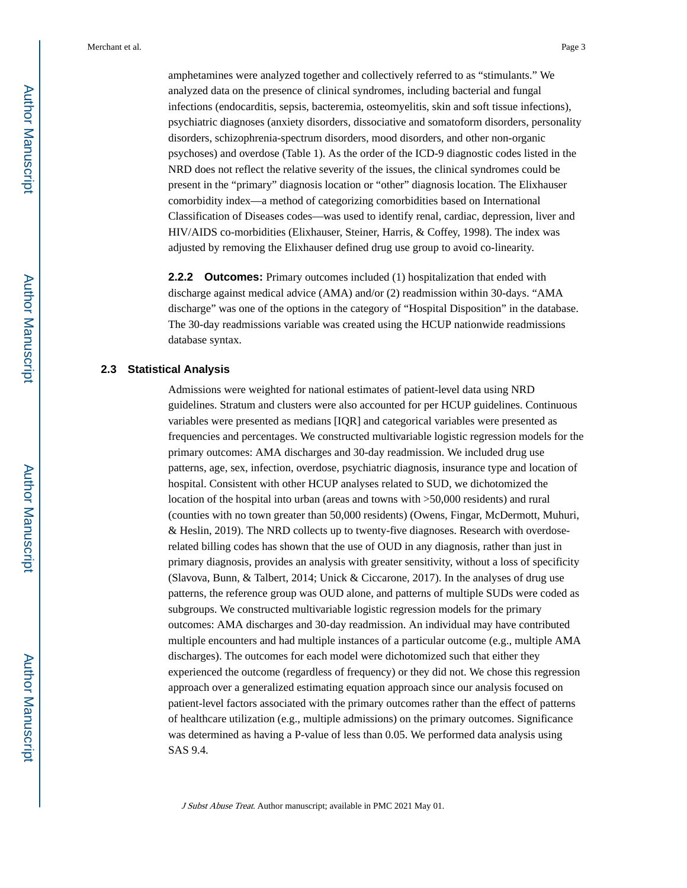amphetamines were analyzed together and collectively referred to as "stimulants." We analyzed data on the presence of clinical syndromes, including bacterial and fungal infections (endocarditis, sepsis, bacteremia, osteomyelitis, skin and soft tissue infections), psychiatric diagnoses (anxiety disorders, dissociative and somatoform disorders, personality disorders, schizophrenia-spectrum disorders, mood disorders, and other non-organic psychoses) and overdose (Table 1). As the order of the ICD-9 diagnostic codes listed in the NRD does not reflect the relative severity of the issues, the clinical syndromes could be present in the "primary" diagnosis location or "other" diagnosis location. The Elixhauser comorbidity index—a method of categorizing comorbidities based on International Classification of Diseases codes—was used to identify renal, cardiac, depression, liver and HIV/AIDS co-morbidities (Elixhauser, Steiner, Harris, & Coffey, 1998). The index was adjusted by removing the Elixhauser defined drug use group to avoid co-linearity.

#### 2.2.2 Outcomes:

Primary outcomes included (1) hospitalization that ended with discharge against medical advice (AMA) and/or (2) readmission within 30-days. "AMA discharge" was one of the options in the category of "Hospital Disposition" in the database. The 30-day readmissions variable was created using the HCUP nationwide readmissions database syntax.

### 2.3 Statistical Analysis

Admissions were weighted for national estimates of patient-level data using NRD guidelines. Stratum and clusters were also accounted for per HCUP guidelines. Continuous variables were presented as medians [IQR] and categorical variables were presented as frequencies and percentages. We constructed multivariable logistic regression models for the primary outcomes: AMA discharges and 30-day readmission. We included drug use patterns, age, sex, infection, overdose, psychiatric diagnosis, insurance type and location of hospital. Consistent with other HCUP analyses related to SUD, we dichotomized the location of the hospital into urban (areas and towns with >50,000 residents) and rural (counties with no town greater than 50,000 residents) (Owens, Fingar, McDermott, Muhuri, & Heslin, 2019). The NRD collects up to twenty-five diagnoses. Research with overdose-related billing codes has shown that the use of OUD in any diagnosis, rather than just in primary diagnosis, provides an analysis with greater sensitivity, without a loss of specificity (Slavova, Bunn, & Talbert, 2014; Unick & Ciccarone, 2017). In the analyses of drug use patterns, the reference group was OUD alone, and patterns of multiple SUDs were coded as subgroups. We constructed multivariable logistic regression models for the primary outcomes: AMA discharges and 30-day readmission. An individual may have contributed multiple encounters and had multiple instances of a particular outcome (e.g., multiple AMA discharges). The outcomes for each model were dichotomized such that either they experienced the outcome (regardless of frequency) or they did not. We chose this regression approach over a generalized estimating equation approach since our analysis focused on patient-level factors associated with the primary outcomes rather than the effect of patterns of healthcare utilization (e.g., multiple admissions) on the primary outcomes. Significance was determined as having a P-value of less than 0.05. We performed data analysis using SAS 9.4.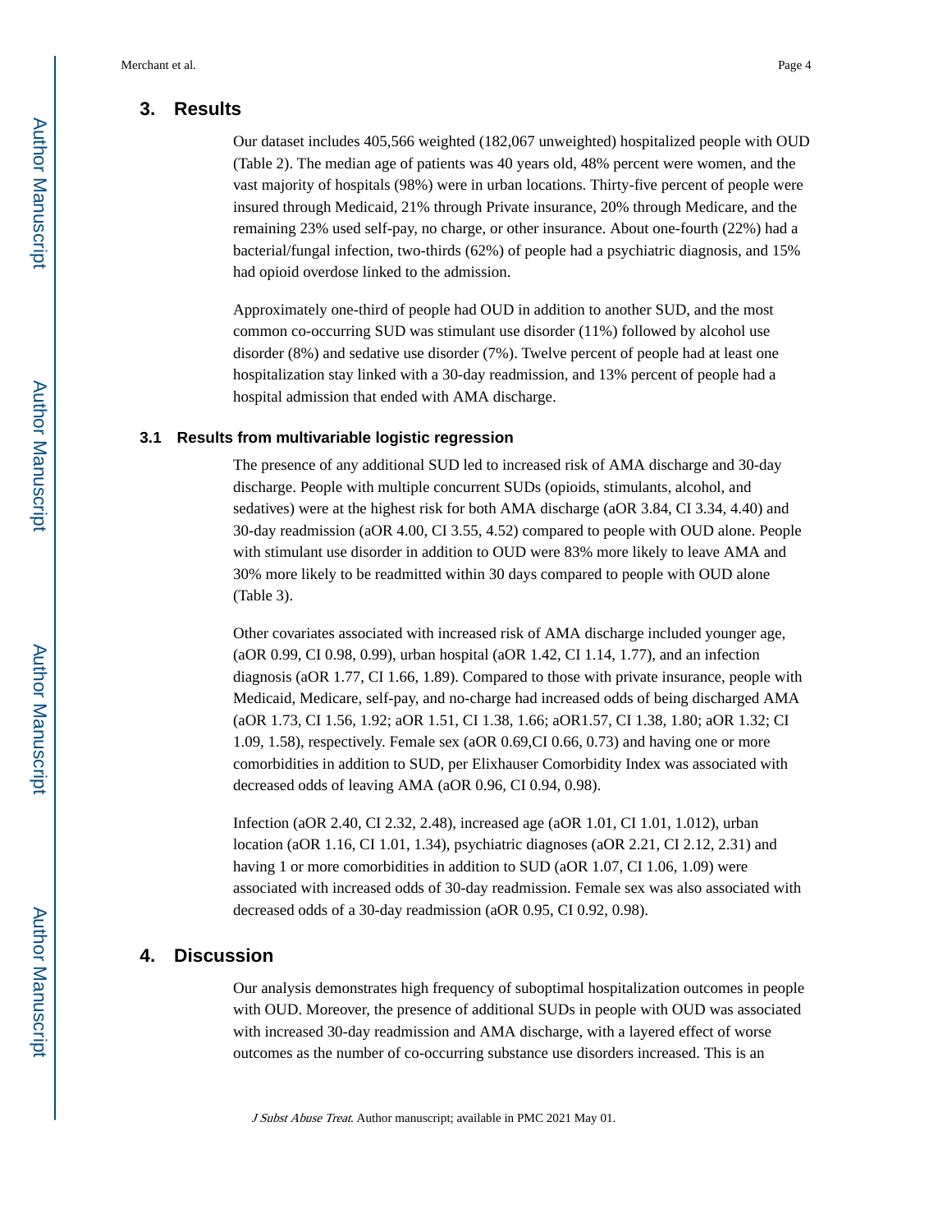## 3. Results

Our dataset includes 405,566 weighted (182,067 unweighted) hospitalized people with OUD (Table 2). The median age of patients was 40 years old, 48% percent were women, and the vast majority of hospitals (98%) were in urban locations. Thirty-five percent of people were insured through Medicaid, 21% through Private insurance, 20% through Medicare, and the remaining 23% used self-pay, no charge, or other insurance. About one-fourth (22%) had a bacterial/fungal infection, two-thirds (62%) of people had a psychiatric diagnosis, and 15% had opioid overdose linked to the admission.

Approximately one-third of people had OUD in addition to another SUD, and the most common co-occurring SUD was stimulant use disorder (11%) followed by alcohol use disorder (8%) and sedative use disorder (7%). Twelve percent of people had at least one hospitalization stay linked with a 30-day readmission, and 13% percent of people had a hospital admission that ended with AMA discharge.

### 3.1 Results from multivariable logistic regression

The presence of any additional SUD led to increased risk of AMA discharge and 30-day discharge. People with multiple concurrent SUDs (opioids, stimulants, alcohol, and sedatives) were at the highest risk for both AMA discharge (aOR 3.84, CI 3.34, 4.40) and 30-day readmission (aOR 4.00, CI 3.55, 4.52) compared to people with OUD alone. People with stimulant use disorder in addition to OUD were 83% more likely to leave AMA and 30% more likely to be readmitted within 30 days compared to people with OUD alone (Table 3).

Other covariates associated with increased risk of AMA discharge included younger age, (aOR 0.99, CI 0.98, 0.99), urban hospital (aOR 1.42, CI 1.14, 1.77), and an infection diagnosis (aOR 1.77, CI 1.66, 1.89). Compared to those with private insurance, people with Medicaid, Medicare, self-pay, and no-charge had increased odds of being discharged AMA (aOR 1.73, CI 1.56, 1.92; aOR 1.51, CI 1.38, 1.66; aOR1.57, CI 1.38, 1.80; aOR 1.32; CI 1.09, 1.58), respectively. Female sex (aOR 0.69,CI 0.66, 0.73) and having one or more comorbidities in addition to SUD, per Elixhauser Comorbidity Index was associated with decreased odds of leaving AMA (aOR 0.96, CI 0.94, 0.98).

Infection (aOR 2.40, CI 2.32, 2.48), increased age (aOR 1.01, CI 1.01, 1.012), urban location (aOR 1.16, CI 1.01, 1.34), psychiatric diagnoses (aOR 2.21, CI 2.12, 2.31) and having 1 or more comorbidities in addition to SUD (aOR 1.07, CI 1.06, 1.09) were associated with increased odds of 30-day readmission. Female sex was also associated with decreased odds of a 30-day readmission (aOR 0.95, CI 0.92, 0.98).

## 4. Discussion

Our analysis demonstrates high frequency of suboptimal hospitalization outcomes in people with OUD. Moreover, the presence of additional SUDs in people with OUD was associated with increased 30-day readmission and AMA discharge, with a layered effect of worse outcomes as the number of co-occurring substance use disorders increased. This is an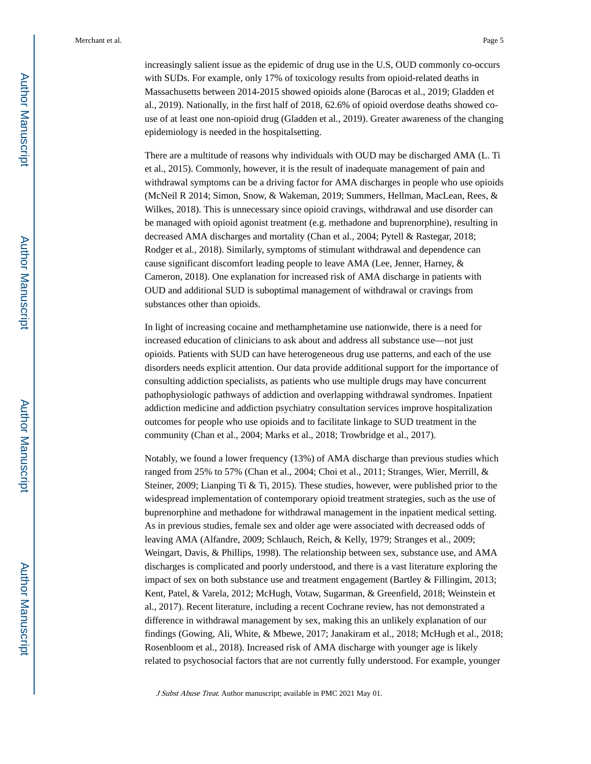increasingly salient issue as the epidemic of drug use in the U.S, OUD commonly co-occurs with SUDs. For example, only 17% of toxicology results from opioid-related deaths in Massachusetts between 2014-2015 showed opioids alone (Barocas et al., 2019; Gladden et al., 2019). Nationally, in the first half of 2018, 62.6% of opioid overdose deaths showed co-use of at least one non-opioid drug (Gladden et al., 2019). Greater awareness of the changing epidemiology is needed in the hospitalsetting.

There are a multitude of reasons why individuals with OUD may be discharged AMA (L. Ti et al., 2015). Commonly, however, it is the result of inadequate management of pain and withdrawal symptoms can be a driving factor for AMA discharges in people who use opioids (McNeil R 2014; Simon, Snow, & Wakeman, 2019; Summers, Hellman, MacLean, Rees, & Wilkes, 2018). This is unnecessary since opioid cravings, withdrawal and use disorder can be managed with opioid agonist treatment (e.g. methadone and buprenorphine), resulting in decreased AMA discharges and mortality (Chan et al., 2004; Pytell & Rastegar, 2018; Rodger et al., 2018). Similarly, symptoms of stimulant withdrawal and dependence can cause significant discomfort leading people to leave AMA (Lee, Jenner, Harney, & Cameron, 2018). One explanation for increased risk of AMA discharge in patients with OUD and additional SUD is suboptimal management of withdrawal or cravings from substances other than opioids.

In light of increasing cocaine and methamphetamine use nationwide, there is a need for increased education of clinicians to ask about and address all substance use—not just opioids. Patients with SUD can have heterogeneous drug use patterns, and each of the use disorders needs explicit attention. Our data provide additional support for the importance of consulting addiction specialists, as patients who use multiple drugs may have concurrent pathophysiologic pathways of addiction and overlapping withdrawal syndromes. Inpatient addiction medicine and addiction psychiatry consultation services improve hospitalization outcomes for people who use opioids and to facilitate linkage to SUD treatment in the community (Chan et al., 2004; Marks et al., 2018; Trowbridge et al., 2017).

Notably, we found a lower frequency (13%) of AMA discharge than previous studies which ranged from 25% to 57% (Chan et al., 2004; Choi et al., 2011; Stranges, Wier, Merrill, & Steiner, 2009; Lianping Ti & Ti, 2015). These studies, however, were published prior to the widespread implementation of contemporary opioid treatment strategies, such as the use of buprenorphine and methadone for withdrawal management in the inpatient medical setting. As in previous studies, female sex and older age were associated with decreased odds of leaving AMA (Alfandre, 2009; Schlauch, Reich, & Kelly, 1979; Stranges et al., 2009; Weingart, Davis, & Phillips, 1998). The relationship between sex, substance use, and AMA discharges is complicated and poorly understood, and there is a vast literature exploring the impact of sex on both substance use and treatment engagement (Bartley & Fillingim, 2013; Kent, Patel, & Varela, 2012; McHugh, Votaw, Sugarman, & Greenfield, 2018; Weinstein et al., 2017). Recent literature, including a recent Cochrane review, has not demonstrated a difference in withdrawal management by sex, making this an unlikely explanation of our findings (Gowing, Ali, White, & Mbewe, 2017; Janakiram et al., 2018; McHugh et al., 2018; Rosenbloom et al., 2018). Increased risk of AMA discharge with younger age is likely related to psychosocial factors that are not currently fully understood. For example, younger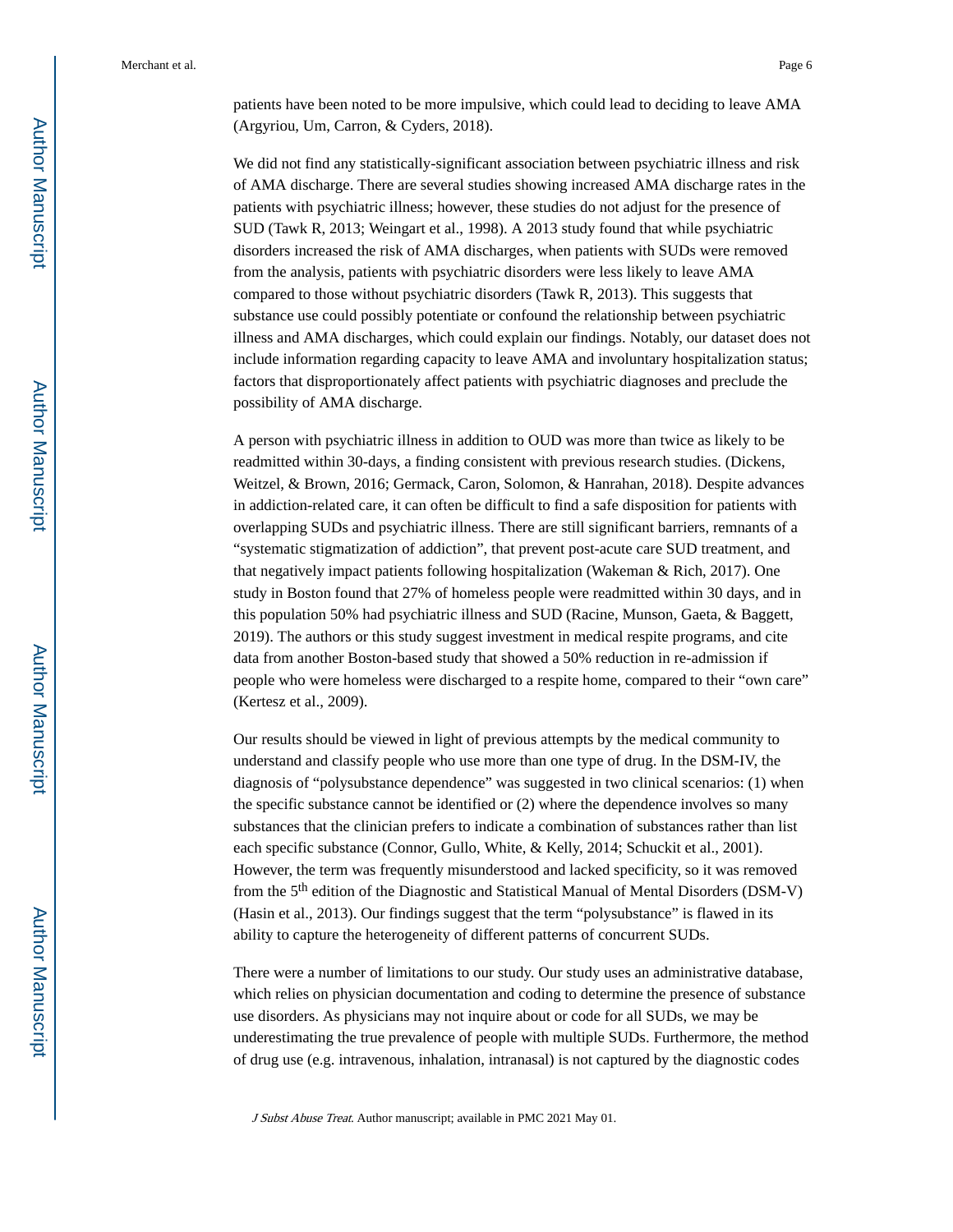patients have been noted to be more impulsive, which could lead to deciding to leave AMA (Argyriou, Um, Carron, & Cyders, 2018).

We did not find any statistically-significant association between psychiatric illness and risk of AMA discharge. There are several studies showing increased AMA discharge rates in the patients with psychiatric illness; however, these studies do not adjust for the presence of SUD (Tawk R, 2013; Weingart et al., 1998). A 2013 study found that while psychiatric disorders increased the risk of AMA discharges, when patients with SUDs were removed from the analysis, patients with psychiatric disorders were less likely to leave AMA compared to those without psychiatric disorders (Tawk R, 2013). This suggests that substance use could possibly potentiate or confound the relationship between psychiatric illness and AMA discharges, which could explain our findings. Notably, our dataset does not include information regarding capacity to leave AMA and involuntary hospitalization status; factors that disproportionately affect patients with psychiatric diagnoses and preclude the possibility of AMA discharge.

A person with psychiatric illness in addition to OUD was more than twice as likely to be readmitted within 30-days, a finding consistent with previous research studies. (Dickens, Weitzel, & Brown, 2016; Germack, Caron, Solomon, & Hanrahan, 2018). Despite advances in addiction-related care, it can often be difficult to find a safe disposition for patients with overlapping SUDs and psychiatric illness. There are still significant barriers, remnants of a "systematic stigmatization of addiction", that prevent post-acute care SUD treatment, and that negatively impact patients following hospitalization (Wakeman & Rich, 2017). One study in Boston found that 27% of homeless people were readmitted within 30 days, and in this population 50% had psychiatric illness and SUD (Racine, Munson, Gaeta, & Baggett, 2019). The authors or this study suggest investment in medical respite programs, and cite data from another Boston-based study that showed a 50% reduction in re-admission if people who were homeless were discharged to a respite home, compared to their "own care" (Kertesz et al., 2009).

Our results should be viewed in light of previous attempts by the medical community to understand and classify people who use more than one type of drug. In the DSM-IV, the diagnosis of "polysubstance dependence" was suggested in two clinical scenarios: (1) when the specific substance cannot be identified or (2) where the dependence involves so many substances that the clinician prefers to indicate a combination of substances rather than list each specific substance (Connor, Gullo, White, & Kelly, 2014; Schuckit et al., 2001). However, the term was frequently misunderstood and lacked specificity, so it was removed from the 5th edition of the Diagnostic and Statistical Manual of Mental Disorders (DSM-V) (Hasin et al., 2013). Our findings suggest that the term "polysubstance" is flawed in its ability to capture the heterogeneity of different patterns of concurrent SUDs.

There were a number of limitations to our study. Our study uses an administrative database, which relies on physician documentation and coding to determine the presence of substance use disorders. As physicians may not inquire about or code for all SUDs, we may be underestimating the true prevalence of people with multiple SUDs. Furthermore, the method of drug use (e.g. intravenous, inhalation, intranasal) is not captured by the diagnostic codes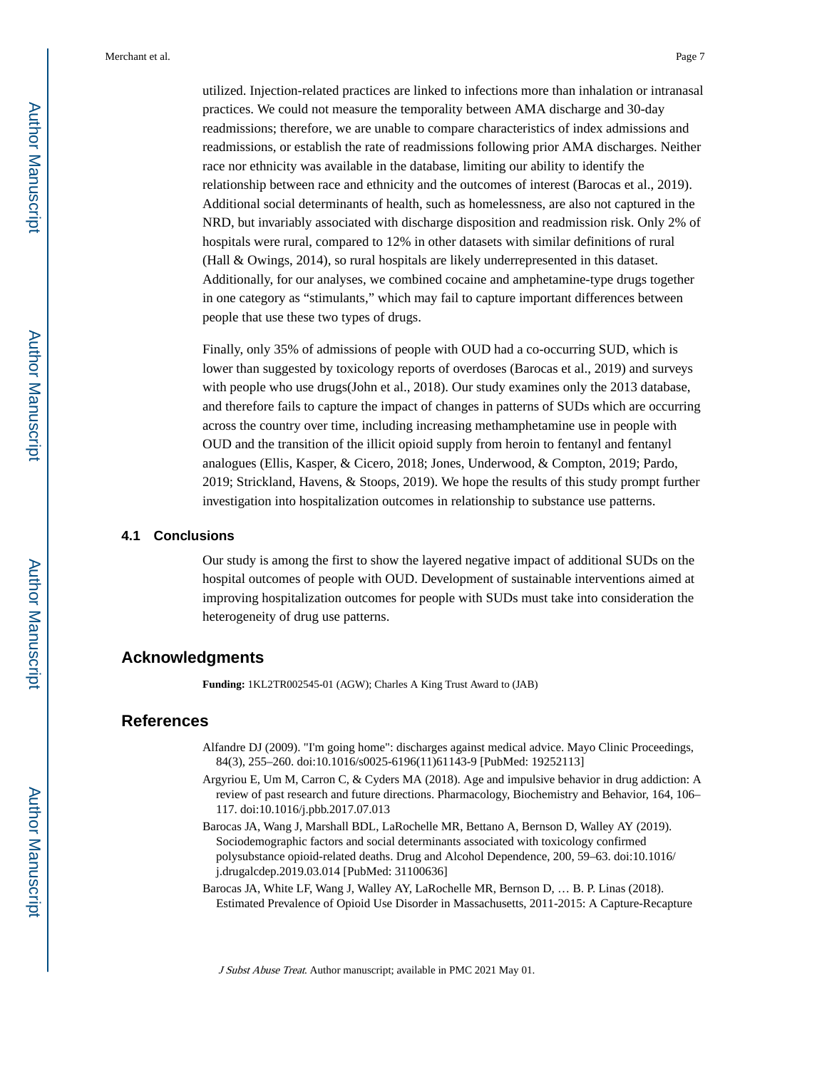utilized. Injection-related practices are linked to infections more than inhalation or intranasal practices. We could not measure the temporality between AMA discharge and 30-day readmissions; therefore, we are unable to compare characteristics of index admissions and readmissions, or establish the rate of readmissions following prior AMA discharges. Neither race nor ethnicity was available in the database, limiting our ability to identify the relationship between race and ethnicity and the outcomes of interest (Barocas et al., 2019). Additional social determinants of health, such as homelessness, are also not captured in the NRD, but invariably associated with discharge disposition and readmission risk. Only 2% of hospitals were rural, compared to 12% in other datasets with similar definitions of rural (Hall & Owings, 2014), so rural hospitals are likely underrepresented in this dataset. Additionally, for our analyses, we combined cocaine and amphetamine-type drugs together in one category as "stimulants," which may fail to capture important differences between people that use these two types of drugs.

Finally, only 35% of admissions of people with OUD had a co-occurring SUD, which is lower than suggested by toxicology reports of overdoses (Barocas et al., 2019) and surveys with people who use drugs(John et al., 2018). Our study examines only the 2013 database, and therefore fails to capture the impact of changes in patterns of SUDs which are occurring across the country over time, including increasing methamphetamine use in people with OUD and the transition of the illicit opioid supply from heroin to fentanyl and fentanyl analogues (Ellis, Kasper, & Cicero, 2018; Jones, Underwood, & Compton, 2019; Pardo, 2019; Strickland, Havens, & Stoops, 2019). We hope the results of this study prompt further investigation into hospitalization outcomes in relationship to substance use patterns.

### 4.1 Conclusions

Our study is among the first to show the layered negative impact of additional SUDs on the hospital outcomes of people with OUD. Development of sustainable interventions aimed at improving hospitalization outcomes for people with SUDs must take into consideration the heterogeneity of drug use patterns.

## Acknowledgments

**Funding:** 1KL2TR002545-01 (AGW); Charles A King Trust Award to (JAB)

## References

Alfandre DJ (2009). "I'm going home": discharges against medical advice. Mayo Clinic Proceedings, 84(3), 255–260. doi:10.1016/s0025-6196(11)61143-9 [PubMed: 19252113]

Argyriou E, Um M, Carron C, & Cyders MA (2018). Age and impulsive behavior in drug addiction: A review of past research and future directions. Pharmacology, Biochemistry and Behavior, 164, 106–117. doi:10.1016/j.pbb.2017.07.013

Barocas JA, Wang J, Marshall BDL, LaRochelle MR, Bettano A, Bernson D, Walley AY (2019). Sociodemographic factors and social determinants associated with toxicology confirmed polysubstance opioid-related deaths. Drug and Alcohol Dependence, 200, 59–63. doi:10.1016/j.drugalcdep.2019.03.014 [PubMed: 31100636]

Barocas JA, White LF, Wang J, Walley AY, LaRochelle MR, Bernson D, … B. P. Linas (2018). Estimated Prevalence of Opioid Use Disorder in Massachusetts, 2011-2015: A Capture-Recapture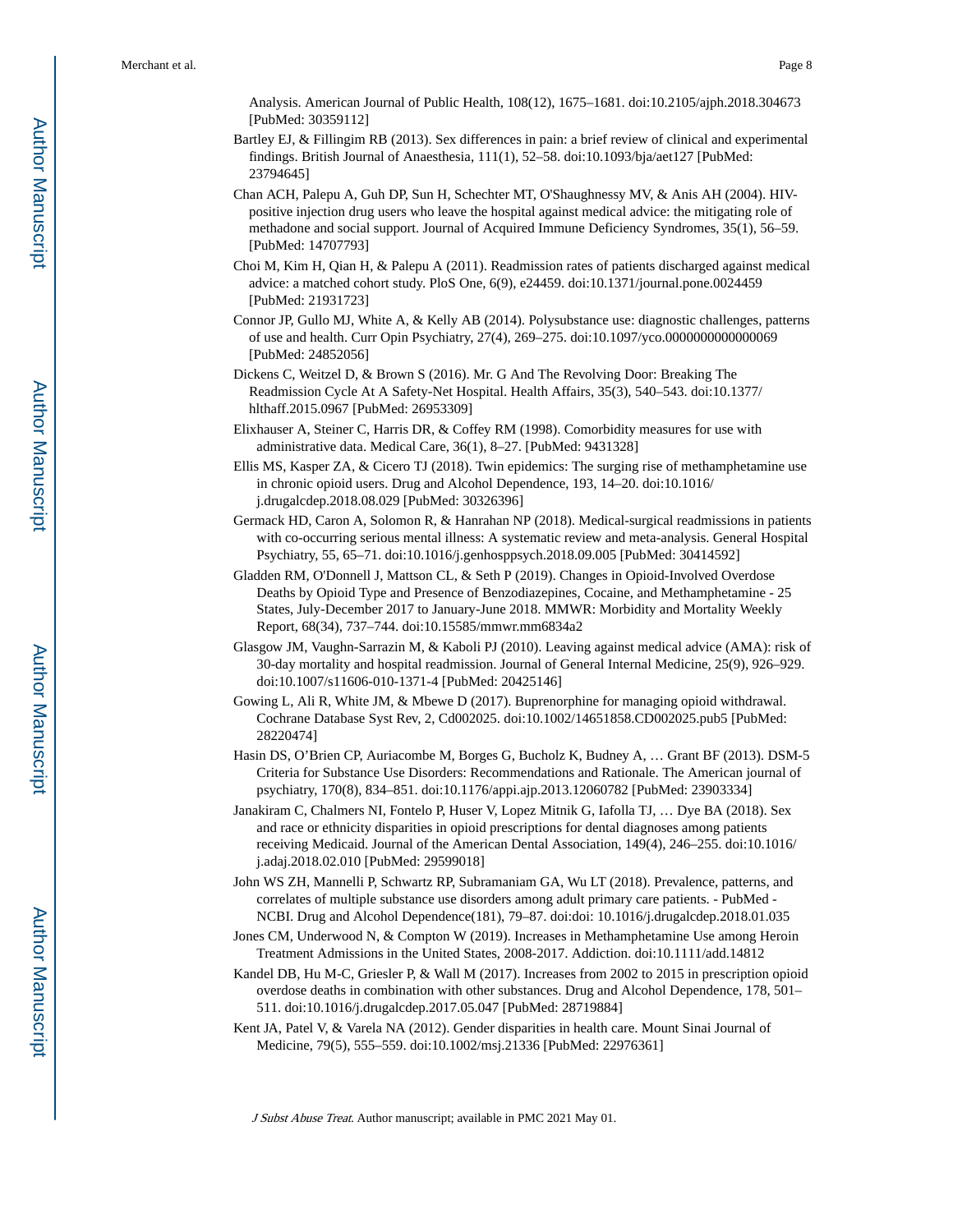Analysis. American Journal of Public Health, 108(12), 1675–1681. doi:10.2105/ajph.2018.304673 [PubMed: 30359112]

Bartley EJ, & Fillingim RB (2013). Sex differences in pain: a brief review of clinical and experimental findings. British Journal of Anaesthesia, 111(1), 52–58. doi:10.1093/bja/aet127 [PubMed: 23794645]

Chan ACH, Palepu A, Guh DP, Sun H, Schechter MT, O'Shaughnessy MV, & Anis AH (2004). HIV-positive injection drug users who leave the hospital against medical advice: the mitigating role of methadone and social support. Journal of Acquired Immune Deficiency Syndromes, 35(1), 56–59. [PubMed: 14707793]

Choi M, Kim H, Qian H, & Palepu A (2011). Readmission rates of patients discharged against medical advice: a matched cohort study. PloS One, 6(9), e24459. doi:10.1371/journal.pone.0024459 [PubMed: 21931723]

Connor JP, Gullo MJ, White A, & Kelly AB (2014). Polysubstance use: diagnostic challenges, patterns of use and health. Curr Opin Psychiatry, 27(4), 269–275. doi:10.1097/yco.0000000000000069 [PubMed: 24852056]

Dickens C, Weitzel D, & Brown S (2016). Mr. G And The Revolving Door: Breaking The Readmission Cycle At A Safety-Net Hospital. Health Affairs, 35(3), 540–543. doi:10.1377/hlthaff.2015.0967 [PubMed: 26953309]

Elixhauser A, Steiner C, Harris DR, & Coffey RM (1998). Comorbidity measures for use with administrative data. Medical Care, 36(1), 8–27. [PubMed: 9431328]

Ellis MS, Kasper ZA, & Cicero TJ (2018). Twin epidemics: The surging rise of methamphetamine use in chronic opioid users. Drug and Alcohol Dependence, 193, 14–20. doi:10.1016/j.drugalcdep.2018.08.029 [PubMed: 30326396]

Germack HD, Caron A, Solomon R, & Hanrahan NP (2018). Medical-surgical readmissions in patients with co-occurring serious mental illness: A systematic review and meta-analysis. General Hospital Psychiatry, 55, 65–71. doi:10.1016/j.genhosppsych.2018.09.005 [PubMed: 30414592]

Gladden RM, O'Donnell J, Mattson CL, & Seth P (2019). Changes in Opioid-Involved Overdose Deaths by Opioid Type and Presence of Benzodiazepines, Cocaine, and Methamphetamine - 25 States, July-December 2017 to January-June 2018. MMWR: Morbidity and Mortality Weekly Report, 68(34), 737–744. doi:10.15585/mmwr.mm6834a2

Glasgow JM, Vaughn-Sarrazin M, & Kaboli PJ (2010). Leaving against medical advice (AMA): risk of 30-day mortality and hospital readmission. Journal of General Internal Medicine, 25(9), 926–929. doi:10.1007/s11606-010-1371-4 [PubMed: 20425146]

Gowing L, Ali R, White JM, & Mbewe D (2017). Buprenorphine for managing opioid withdrawal. Cochrane Database Syst Rev, 2, Cd002025. doi:10.1002/14651858.CD002025.pub5 [PubMed: 28220474]

Hasin DS, O'Brien CP, Auriacombe M, Borges G, Bucholz K, Budney A, … Grant BF (2013). DSM-5 Criteria for Substance Use Disorders: Recommendations and Rationale. The American journal of psychiatry, 170(8), 834–851. doi:10.1176/appi.ajp.2013.12060782 [PubMed: 23903334]

Janakiram C, Chalmers NI, Fontelo P, Huser V, Lopez Mitnik G, Iafolla TJ, … Dye BA (2018). Sex and race or ethnicity disparities in opioid prescriptions for dental diagnoses among patients receiving Medicaid. Journal of the American Dental Association, 149(4), 246–255. doi:10.1016/j.adaj.2018.02.010 [PubMed: 29599018]

John WS ZH, Mannelli P, Schwartz RP, Subramaniam GA, Wu LT (2018). Prevalence, patterns, and correlates of multiple substance use disorders among adult primary care patients. - PubMed - NCBI. Drug and Alcohol Dependence(181), 79–87. doi:doi: 10.1016/j.drugalcdep.2018.01.035

Jones CM, Underwood N, & Compton W (2019). Increases in Methamphetamine Use among Heroin Treatment Admissions in the United States, 2008-2017. Addiction. doi:10.1111/add.14812

Kandel DB, Hu M-C, Griesler P, & Wall M (2017). Increases from 2002 to 2015 in prescription opioid overdose deaths in combination with other substances. Drug and Alcohol Dependence, 178, 501–511. doi:10.1016/j.drugalcdep.2017.05.047 [PubMed: 28719884]

Kent JA, Patel V, & Varela NA (2012). Gender disparities in health care. Mount Sinai Journal of Medicine, 79(5), 555–559. doi:10.1002/msj.21336 [PubMed: 22976361]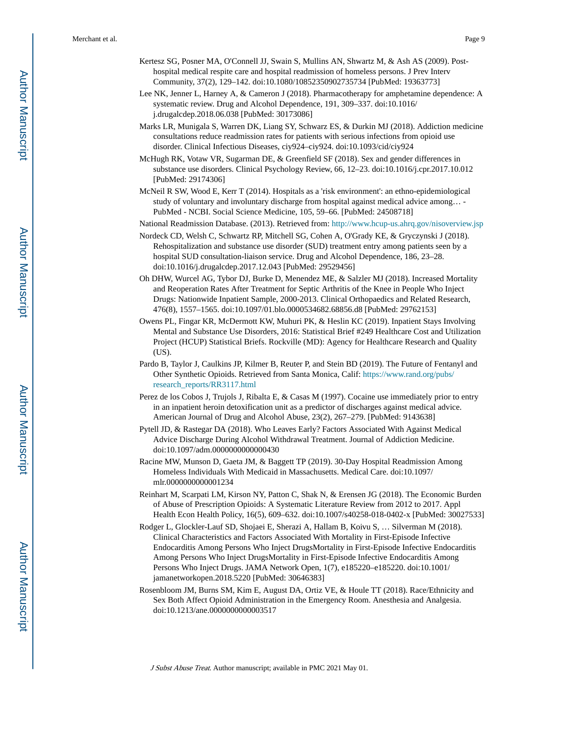Kertesz SG, Posner MA, O'Connell JJ, Swain S, Mullins AN, Shwartz M, & Ash AS (2009). Post-hospital medical respite care and hospital readmission of homeless persons. J Prev Interv Community, 37(2), 129–142. doi:10.1080/10852350902735734 [PubMed: 19363773]

Lee NK, Jenner L, Harney A, & Cameron J (2018). Pharmacotherapy for amphetamine dependence: A systematic review. Drug and Alcohol Dependence, 191, 309–337. doi:10.1016/j.drugalcdep.2018.06.038 [PubMed: 30173086]

Marks LR, Munigala S, Warren DK, Liang SY, Schwarz ES, & Durkin MJ (2018). Addiction medicine consultations reduce readmission rates for patients with serious infections from opioid use disorder. Clinical Infectious Diseases, ciy924–ciy924. doi:10.1093/cid/ciy924

McHugh RK, Votaw VR, Sugarman DE, & Greenfield SF (2018). Sex and gender differences in substance use disorders. Clinical Psychology Review, 66, 12–23. doi:10.1016/j.cpr.2017.10.012 [PubMed: 29174306]

McNeil R SW, Wood E, Kerr T (2014). Hospitals as a 'risk environment': an ethno-epidemiological study of voluntary and involuntary discharge from hospital against medical advice among… - PubMed - NCBI. Social Science Medicine, 105, 59–66. [PubMed: 24508718]

National Readmission Database. (2013). Retrieved from: http://www.hcup-us.ahrq.gov/nisoverview.jsp

Nordeck CD, Welsh C, Schwartz RP, Mitchell SG, Cohen A, O'Grady KE, & Gryczynski J (2018). Rehospitalization and substance use disorder (SUD) treatment entry among patients seen by a hospital SUD consultation-liaison service. Drug and Alcohol Dependence, 186, 23–28. doi:10.1016/j.drugalcdep.2017.12.043 [PubMed: 29529456]

Oh DHW, Wurcel AG, Tybor DJ, Burke D, Menendez ME, & Salzler MJ (2018). Increased Mortality and Reoperation Rates After Treatment for Septic Arthritis of the Knee in People Who Inject Drugs: Nationwide Inpatient Sample, 2000-2013. Clinical Orthopaedics and Related Research, 476(8), 1557–1565. doi:10.1097/01.blo.0000534682.68856.d8 [PubMed: 29762153]

Owens PL, Fingar KR, McDermott KW, Muhuri PK, & Heslin KC (2019). Inpatient Stays Involving Mental and Substance Use Disorders, 2016: Statistical Brief #249 Healthcare Cost and Utilization Project (HCUP) Statistical Briefs. Rockville (MD): Agency for Healthcare Research and Quality (US).

Pardo B, Taylor J, Caulkins JP, Kilmer B, Reuter P, and Stein BD (2019). The Future of Fentanyl and Other Synthetic Opioids. Retrieved from Santa Monica, Calif: https://www.rand.org/pubs/research_reports/RR3117.html

Perez de los Cobos J, Trujols J, Ribalta E, & Casas M (1997). Cocaine use immediately prior to entry in an inpatient heroin detoxification unit as a predictor of discharges against medical advice. American Journal of Drug and Alcohol Abuse, 23(2), 267–279. [PubMed: 9143638]

Pytell JD, & Rastegar DA (2018). Who Leaves Early? Factors Associated With Against Medical Advice Discharge During Alcohol Withdrawal Treatment. Journal of Addiction Medicine. doi:10.1097/adm.0000000000000430

Racine MW, Munson D, Gaeta JM, & Baggett TP (2019). 30-Day Hospital Readmission Among Homeless Individuals With Medicaid in Massachusetts. Medical Care. doi:10.1097/mlr.0000000000001234

Reinhart M, Scarpati LM, Kirson NY, Patton C, Shak N, & Erensen JG (2018). The Economic Burden of Abuse of Prescription Opioids: A Systematic Literature Review from 2012 to 2017. Appl Health Econ Health Policy, 16(5), 609–632. doi:10.1007/s40258-018-0402-x [PubMed: 30027533]

Rodger L, Glockler-Lauf SD, Shojaei E, Sherazi A, Hallam B, Koivu S, … Silverman M (2018). Clinical Characteristics and Factors Associated With Mortality in First-Episode Infective Endocarditis Among Persons Who Inject DrugsMortality in First-Episode Infective Endocarditis Among Persons Who Inject DrugsMortality in First-Episode Infective Endocarditis Among Persons Who Inject Drugs. JAMA Network Open, 1(7), e185220–e185220. doi:10.1001/jamanetworkopen.2018.5220 [PubMed: 30646383]

Rosenbloom JM, Burns SM, Kim E, August DA, Ortiz VE, & Houle TT (2018). Race/Ethnicity and Sex Both Affect Opioid Administration in the Emergency Room. Anesthesia and Analgesia. doi:10.1213/ane.0000000000003517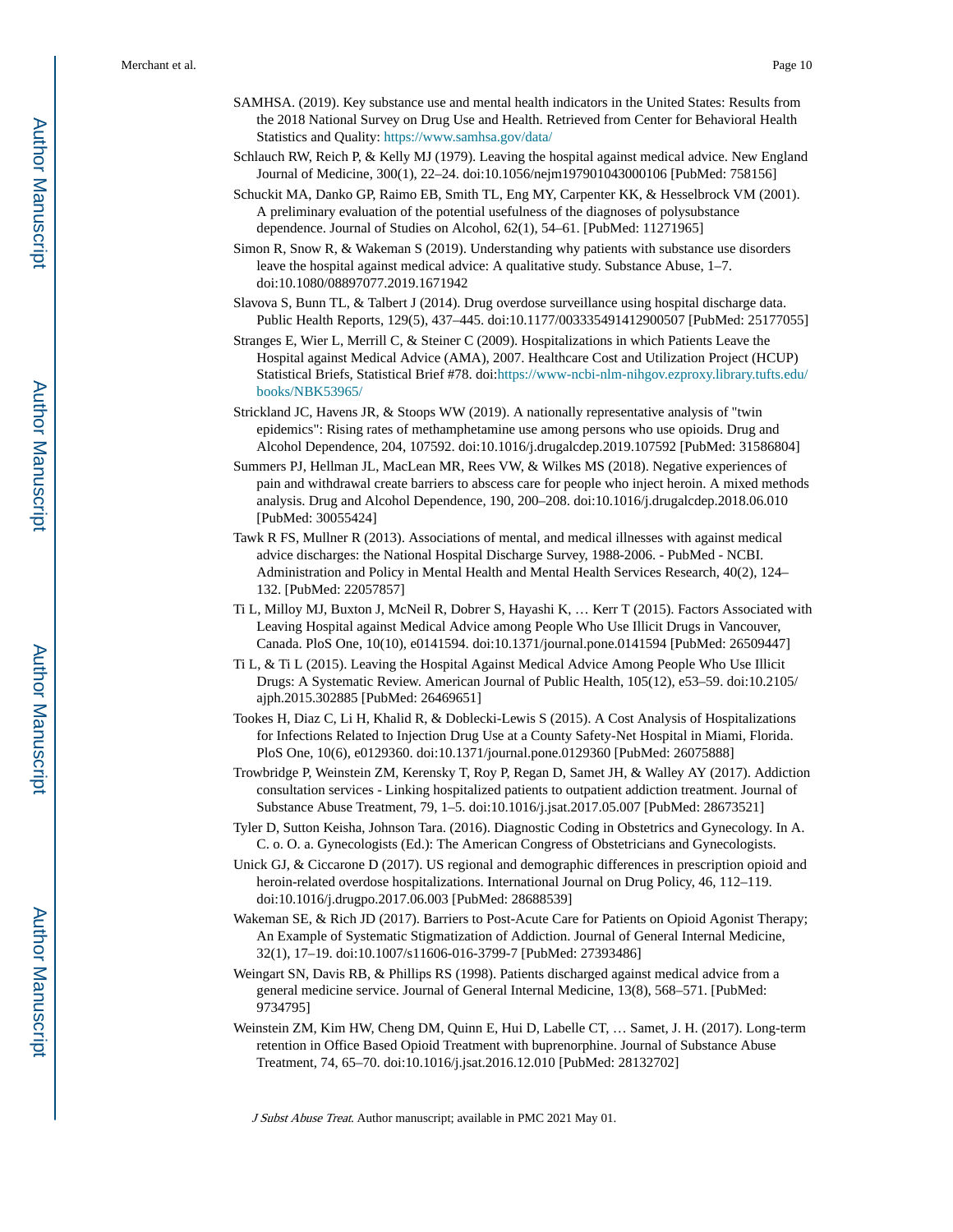SAMHSA. (2019). Key substance use and mental health indicators in the United States: Results from the 2018 National Survey on Drug Use and Health. Retrieved from Center for Behavioral Health Statistics and Quality: https://www.samhsa.gov/data/

Schlauch RW, Reich P, & Kelly MJ (1979). Leaving the hospital against medical advice. New England Journal of Medicine, 300(1), 22–24. doi:10.1056/nejm197901043000106 [PubMed: 758156]

Schuckit MA, Danko GP, Raimo EB, Smith TL, Eng MY, Carpenter KK, & Hesselbrock VM (2001). A preliminary evaluation of the potential usefulness of the diagnoses of polysubstance dependence. Journal of Studies on Alcohol, 62(1), 54–61. [PubMed: 11271965]

Simon R, Snow R, & Wakeman S (2019). Understanding why patients with substance use disorders leave the hospital against medical advice: A qualitative study. Substance Abuse, 1–7. doi:10.1080/08897077.2019.1671942

Slavova S, Bunn TL, & Talbert J (2014). Drug overdose surveillance using hospital discharge data. Public Health Reports, 129(5), 437–445. doi:10.1177/003335491412900507 [PubMed: 25177055]

Stranges E, Wier L, Merrill C, & Steiner C (2009). Hospitalizations in which Patients Leave the Hospital against Medical Advice (AMA), 2007. Healthcare Cost and Utilization Project (HCUP) Statistical Briefs, Statistical Brief #78. doi:https://www-ncbi-nlm-nihgov.ezproxy.library.tufts.edu/books/NBK53965/

Strickland JC, Havens JR, & Stoops WW (2019). A nationally representative analysis of "twin epidemics": Rising rates of methamphetamine use among persons who use opioids. Drug and Alcohol Dependence, 204, 107592. doi:10.1016/j.drugalcdep.2019.107592 [PubMed: 31586804]

Summers PJ, Hellman JL, MacLean MR, Rees VW, & Wilkes MS (2018). Negative experiences of pain and withdrawal create barriers to abscess care for people who inject heroin. A mixed methods analysis. Drug and Alcohol Dependence, 190, 200–208. doi:10.1016/j.drugalcdep.2018.06.010 [PubMed: 30055424]

Tawk R FS, Mullner R (2013). Associations of mental, and medical illnesses with against medical advice discharges: the National Hospital Discharge Survey, 1988-2006. - PubMed - NCBI. Administration and Policy in Mental Health and Mental Health Services Research, 40(2), 124–132. [PubMed: 22057857]

Ti L, Milloy MJ, Buxton J, McNeil R, Dobrer S, Hayashi K, … Kerr T (2015). Factors Associated with Leaving Hospital against Medical Advice among People Who Use Illicit Drugs in Vancouver, Canada. PloS One, 10(10), e0141594. doi:10.1371/journal.pone.0141594 [PubMed: 26509447]

Ti L, & Ti L (2015). Leaving the Hospital Against Medical Advice Among People Who Use Illicit Drugs: A Systematic Review. American Journal of Public Health, 105(12), e53–59. doi:10.2105/ajph.2015.302885 [PubMed: 26469651]

Tookes H, Diaz C, Li H, Khalid R, & Doblecki-Lewis S (2015). A Cost Analysis of Hospitalizations for Infections Related to Injection Drug Use at a County Safety-Net Hospital in Miami, Florida. PloS One, 10(6), e0129360. doi:10.1371/journal.pone.0129360 [PubMed: 26075888]

Trowbridge P, Weinstein ZM, Kerensky T, Roy P, Regan D, Samet JH, & Walley AY (2017). Addiction consultation services - Linking hospitalized patients to outpatient addiction treatment. Journal of Substance Abuse Treatment, 79, 1–5. doi:10.1016/j.jsat.2017.05.007 [PubMed: 28673521]

Tyler D, Sutton Keisha, Johnson Tara. (2016). Diagnostic Coding in Obstetrics and Gynecology. In A. C. o. O. a. Gynecologists (Ed.): The American Congress of Obstetricians and Gynecologists.

Unick GJ, & Ciccarone D (2017). US regional and demographic differences in prescription opioid and heroin-related overdose hospitalizations. International Journal on Drug Policy, 46, 112–119. doi:10.1016/j.drugpo.2017.06.003 [PubMed: 28688539]

Wakeman SE, & Rich JD (2017). Barriers to Post-Acute Care for Patients on Opioid Agonist Therapy; An Example of Systematic Stigmatization of Addiction. Journal of General Internal Medicine, 32(1), 17–19. doi:10.1007/s11606-016-3799-7 [PubMed: 27393486]

Weingart SN, Davis RB, & Phillips RS (1998). Patients discharged against medical advice from a general medicine service. Journal of General Internal Medicine, 13(8), 568–571. [PubMed: 9734795]

Weinstein ZM, Kim HW, Cheng DM, Quinn E, Hui D, Labelle CT, … Samet, J. H. (2017). Long-term retention in Office Based Opioid Treatment with buprenorphine. Journal of Substance Abuse Treatment, 74, 65–70. doi:10.1016/j.jsat.2016.12.010 [PubMed: 28132702]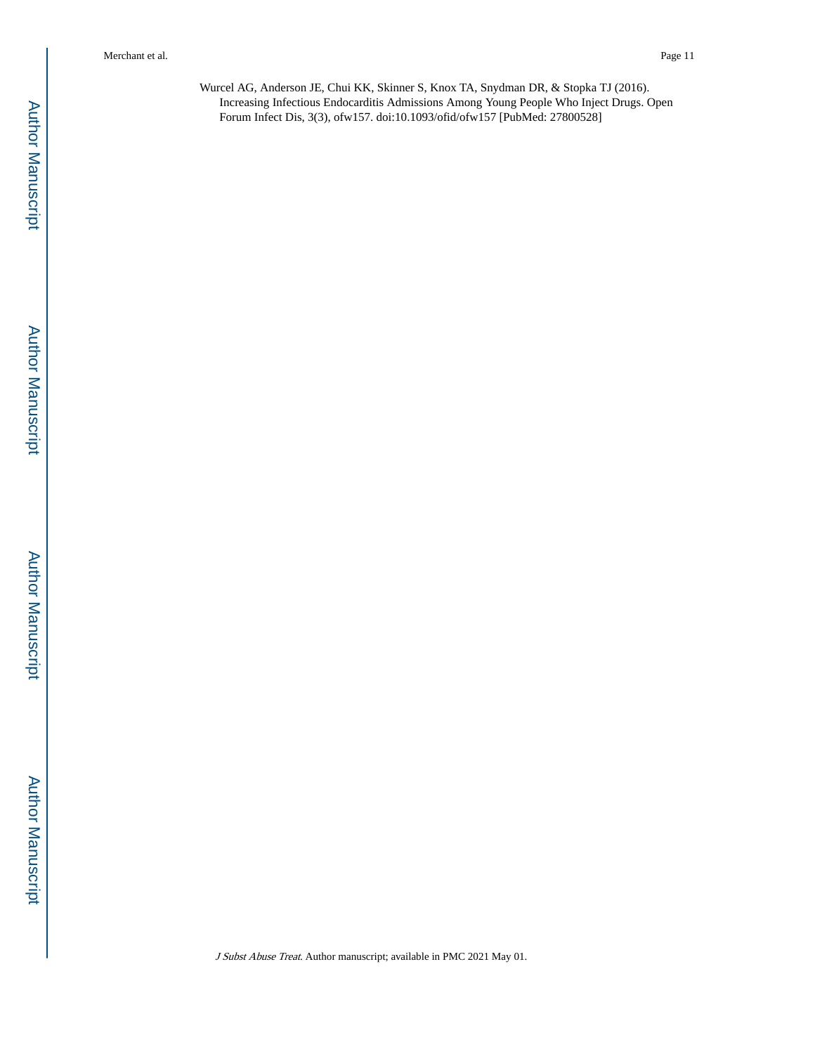Wurcel AG, Anderson JE, Chui KK, Skinner S, Knox TA, Snydman DR, & Stopka TJ (2016). Increasing Infectious Endocarditis Admissions Among Young People Who Inject Drugs. Open Forum Infect Dis, 3(3), ofw157. doi:10.1093/ofid/ofw157 [PubMed: 27800528]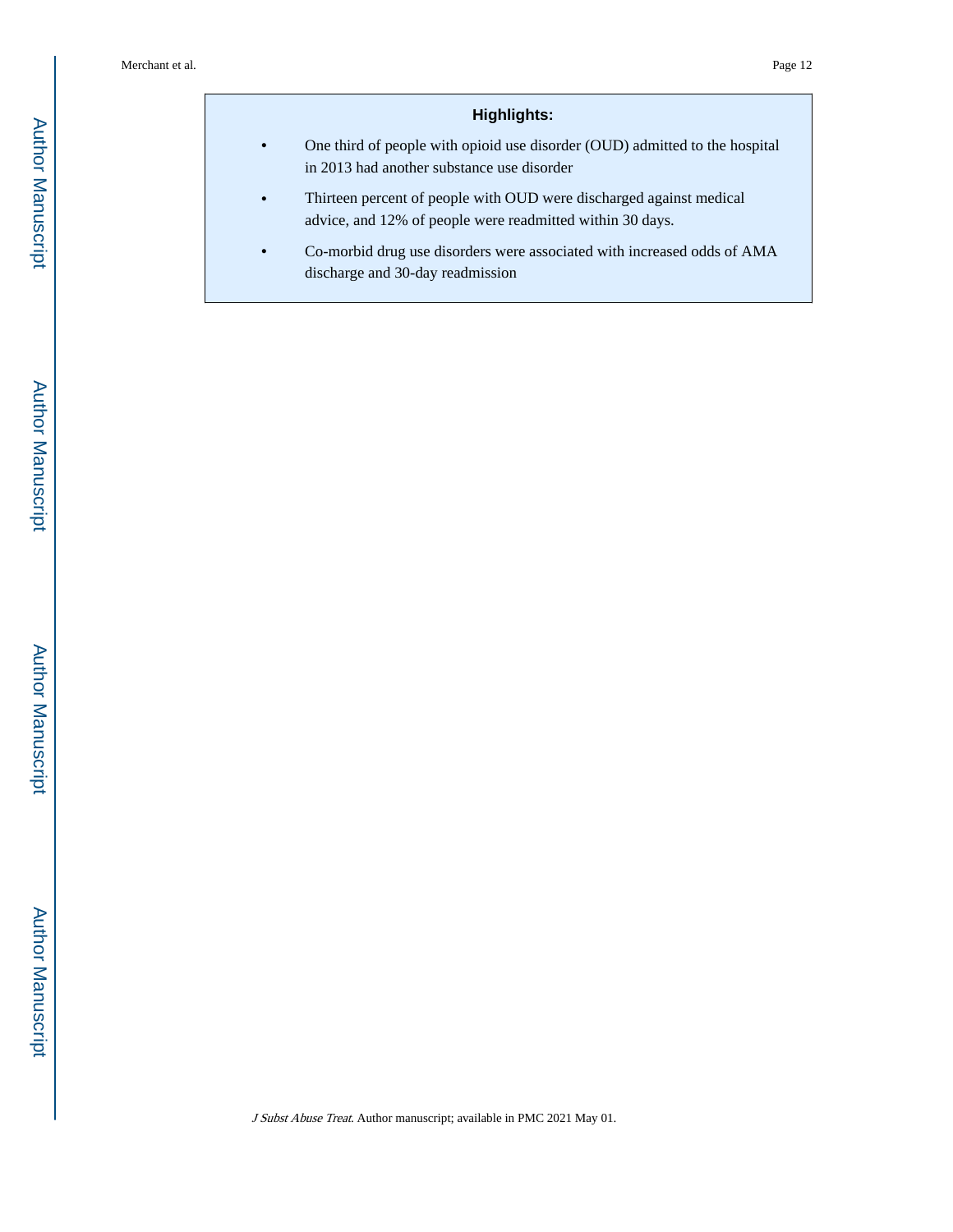## Highlights:

- One third of people with opioid use disorder (OUD) admitted to the hospital in 2013 had another substance use disorder
- Thirteen percent of people with OUD were discharged against medical advice, and 12% of people were readmitted within 30 days.
- Co-morbid drug use disorders were associated with increased odds of AMA discharge and 30-day readmission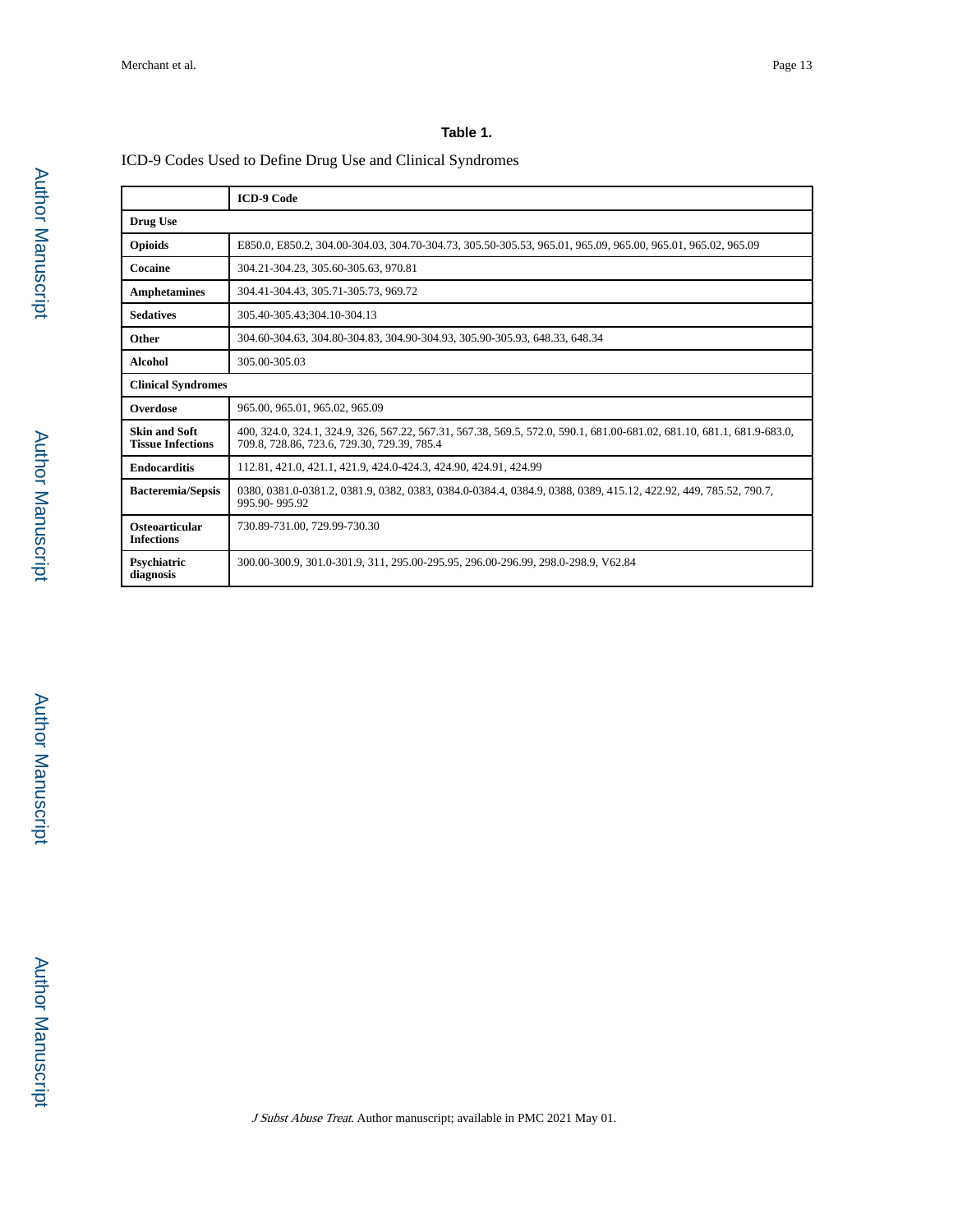**Table 1.**

ICD-9 Codes Used to Define Drug Use and Clinical Syndromes

| | ICD-9 Code |
|---|---|
| **Drug Use** | |
| **Opioids** | E850.0, E850.2, 304.00-304.03, 304.70-304.73, 305.50-305.53, 965.01, 965.09, 965.00, 965.01, 965.02, 965.09 |
| **Cocaine** | 304.21-304.23, 305.60-305.63, 970.81 |
| **Amphetamines** | 304.41-304.43, 305.71-305.73, 969.72 |
| **Sedatives** | 305.40-305.43;304.10-304.13 |
| **Other** | 304.60-304.63, 304.80-304.83, 304.90-304.93, 305.90-305.93, 648.33, 648.34 |
| **Alcohol** | 305.00-305.03 |
| **Clinical Syndromes** | |
| **Overdose** | 965.00, 965.01, 965.02, 965.09 |
| **Skin and Soft Tissue Infections** | 400, 324.0, 324.1, 324.9, 326, 567.22, 567.31, 567.38, 569.5, 572.0, 590.1, 681.00-681.02, 681.10, 681.1, 681.9-683.0, 709.8, 728.86, 723.6, 729.30, 729.39, 785.4 |
| **Endocarditis** | 112.81, 421.0, 421.1, 421.9, 424.0-424.3, 424.90, 424.91, 424.99 |
| **Bacteremia/Sepsis** | 0380, 0381.0-0381.2, 0381.9, 0382, 0383, 0384.0-0384.4, 0384.9, 0388, 0389, 415.12, 422.92, 449, 785.52, 790.7, 995.90- 995.92 |
| **Osteoarticular Infections** | 730.89-731.00, 729.99-730.30 |
| **Psychiatric diagnosis** | 300.00-300.9, 301.0-301.9, 311, 295.00-295.95, 296.00-296.99, 298.0-298.9, V62.84 |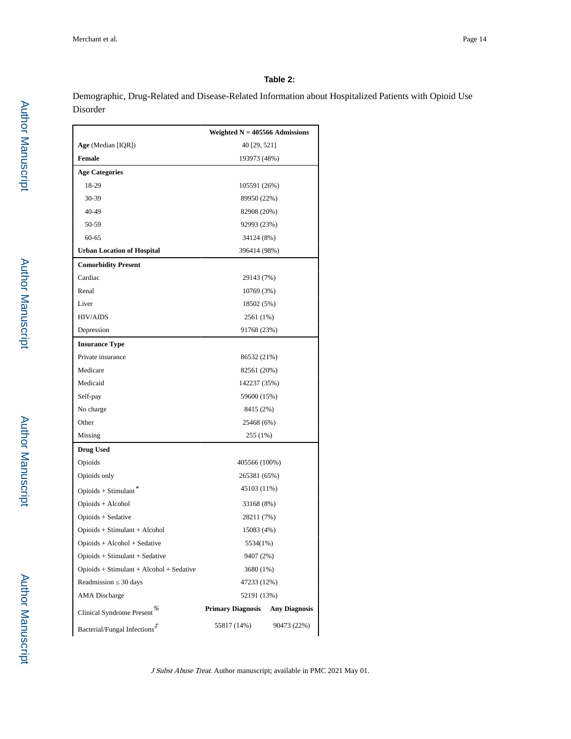**Table 2:**

Demographic, Drug-Related and Disease-Related Information about Hospitalized Patients with Opioid Use Disorder

| | Weighted N = 405566 Admissions | |
|---|---|---|
| **Age** (Median [IQR]) | 40 [29, 521] | |
| **Female** | 193973 (48%) | |
| **Age Categories** | | |
| 18-29 | 105591 (26%) | |
| 30-39 | 89950 (22%) | |
| 40-49 | 82908 (20%) | |
| 50-59 | 92993 (23%) | |
| 60-65 | 34124 (8%) | |
| **Urban Location of Hospital** | 396414 (98%) | |
| **Comorbidity Present** | | |
| Cardiac | 29143 (7%) | |
| Renal | 10769 (3%) | |
| Liver | 18502 (5%) | |
| HIV/AIDS | 2561 (1%) | |
| Depression | 91768 (23%) | |
| **Insurance Type** | | |
| Private insurance | 86532 (21%) | |
| Medicare | 82561 (20%) | |
| Medicaid | 142237 (35%) | |
| Self-pay | 59600 (15%) | |
| No charge | 8415 (2%) | |
| Other | 25468 (6%) | |
| Missing | 255 (1%) | |
| **Drug Used** | | |
| Opioids | 405566 (100%) | |
| Opioids only | 265381 (65%) | |
| Opioids + Stimulant* | 45103 (11%) | |
| Opioids + Alcohol | 33168 (8%) | |
| Opioids + Sedative | 28211 (7%) | |
| Opioids + Stimulant + Alcohol | 15083 (4%) | |
| Opioids + Alcohol + Sedative | 5534(1%) | |
| Opioids + Stimulant + Sedative | 9407 (2%) | |
| Opioids + Stimulant + Alcohol + Sedative | 3680 (1%) | |
| Readmission ≤ 30 days | 47233 (12%) | |
| AMA Discharge | 52191 (13%) | |
| Clinical Syndrome Present% | **Primary Diagnosis** | **Any Diagnosis** |
| Bacterial/Fungal Infections‡ | 55817 (14%) | 90473 (22%) |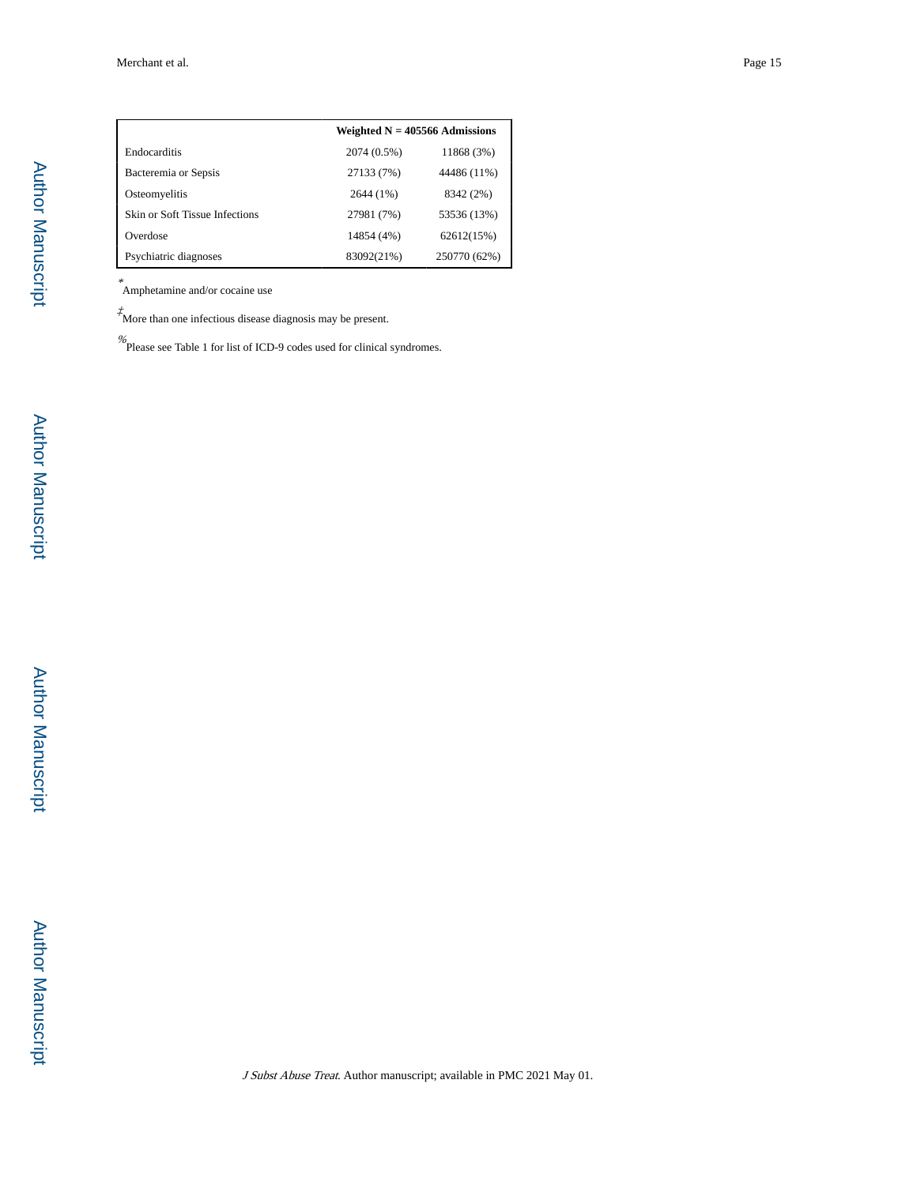| | Weighted N = 405566 Admissions | |
|---|---|---|
| Endocarditis | 2074 (0.5%) | 11868 (3%) |
| Bacteremia or Sepsis | 27133 (7%) | 44486 (11%) |
| Osteomyelitis | 2644 (1%) | 8342 (2%) |
| Skin or Soft Tissue Infections | 27981 (7%) | 53536 (13%) |
| Overdose | 14854 (4%) | 62612(15%) |
| Psychiatric diagnoses | 83092(21%) | 250770 (62%) |

* Amphetamine and/or cocaine use

‡ More than one infectious disease diagnosis may be present.

% Please see Table 1 for list of ICD-9 codes used for clinical syndromes.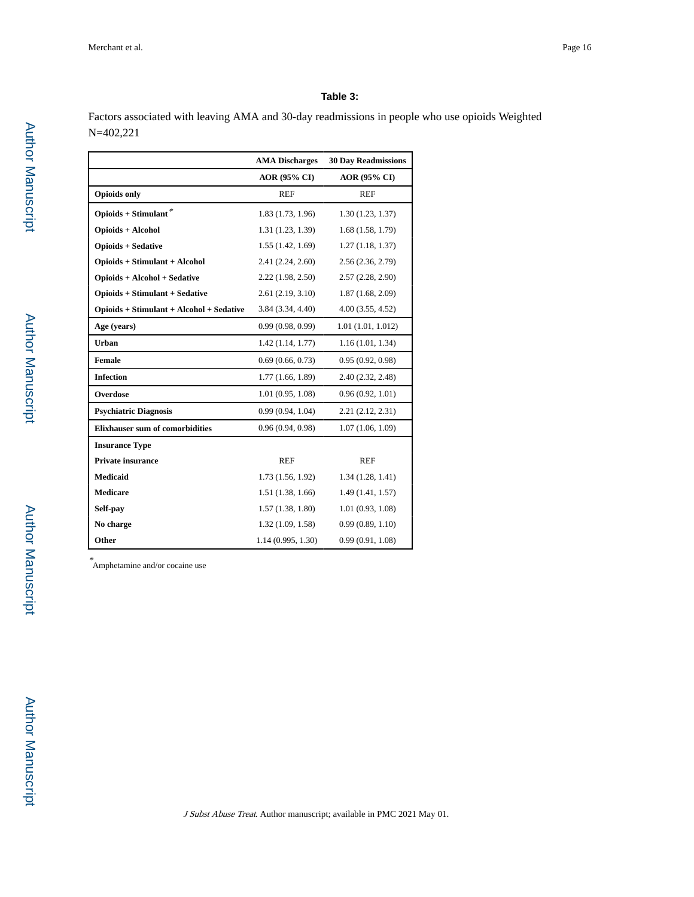**Table 3:**

Factors associated with leaving AMA and 30-day readmissions in people who use opioids Weighted N=402,221

| | AMA Discharges | 30 Day Readmissions |
|---|---|---|
| | **AOR (95% CI)** | **AOR (95% CI)** |
| **Opioids only** | REF | REF |
| **Opioids + Stimulant** * | 1.83 (1.73, 1.96) | 1.30 (1.23, 1.37) |
| **Opioids + Alcohol** | 1.31 (1.23, 1.39) | 1.68 (1.58, 1.79) |
| **Opioids + Sedative** | 1.55 (1.42, 1.69) | 1.27 (1.18, 1.37) |
| **Opioids + Stimulant + Alcohol** | 2.41 (2.24, 2.60) | 2.56 (2.36, 2.79) |
| **Opioids + Alcohol + Sedative** | 2.22 (1.98, 2.50) | 2.57 (2.28, 2.90) |
| **Opioids + Stimulant + Sedative** | 2.61 (2.19, 3.10) | 1.87 (1.68, 2.09) |
| **Opioids + Stimulant + Alcohol + Sedative** | 3.84 (3.34, 4.40) | 4.00 (3.55, 4.52) |
| **Age (years)** | 0.99 (0.98, 0.99) | 1.01 (1.01, 1.012) |
| **Urban** | 1.42 (1.14, 1.77) | 1.16 (1.01, 1.34) |
| **Female** | 0.69 (0.66, 0.73) | 0.95 (0.92, 0.98) |
| **Infection** | 1.77 (1.66, 1.89) | 2.40 (2.32, 2.48) |
| **Overdose** | 1.01 (0.95, 1.08) | 0.96 (0.92, 1.01) |
| **Psychiatric Diagnosis** | 0.99 (0.94, 1.04) | 2.21 (2.12, 2.31) |
| **Elixhauser sum of comorbidities** | 0.96 (0.94, 0.98) | 1.07 (1.06, 1.09) |
| **Insurance Type** | | |
| **Private insurance** | REF | REF |
| **Medicaid** | 1.73 (1.56, 1.92) | 1.34 (1.28, 1.41) |
| **Medicare** | 1.51 (1.38, 1.66) | 1.49 (1.41, 1.57) |
| **Self-pay** | 1.57 (1.38, 1.80) | 1.01 (0.93, 1.08) |
| **No charge** | 1.32 (1.09, 1.58) | 0.99 (0.89, 1.10) |
| **Other** | 1.14 (0.995, 1.30) | 0.99 (0.91, 1.08) |

*Amphetamine and/or cocaine use